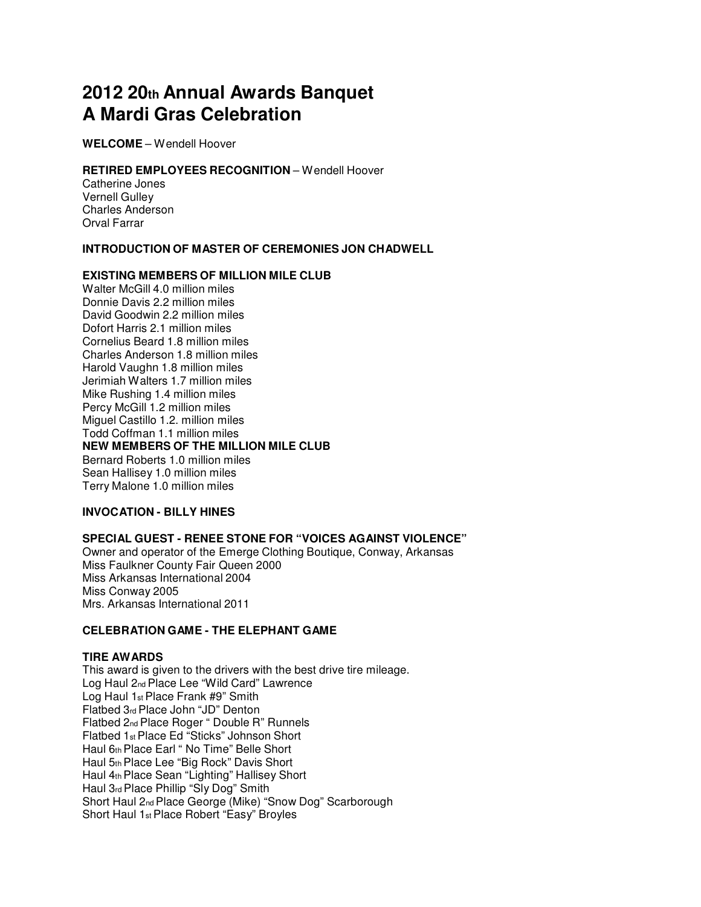# 2012 20th Annual Awards Banquet
# A Mardi Gras Celebration

**WELCOME** – Wendell Hoover

**RETIRED EMPLOYEES RECOGNITION** – Wendell Hoover
Catherine Jones
Vernell Gulley
Charles Anderson
Orval Farrar

**INTRODUCTION OF MASTER OF CEREMONIES JON CHADWELL**

**EXISTING MEMBERS OF MILLION MILE CLUB**
Walter McGill 4.0 million miles
Donnie Davis 2.2 million miles
David Goodwin 2.2 million miles
Dofort Harris 2.1 million miles
Cornelius Beard 1.8 million miles
Charles Anderson 1.8 million miles
Harold Vaughn 1.8 million miles
Jerimiah Walters 1.7 million miles
Mike Rushing 1.4 million miles
Percy McGill 1.2 million miles
Miguel Castillo 1.2. million miles
Todd Coffman 1.1 million miles
**NEW MEMBERS OF THE MILLION MILE CLUB**
Bernard Roberts 1.0 million miles
Sean Hallisey 1.0 million miles
Terry Malone 1.0 million miles

**INVOCATION - BILLY HINES**

**SPECIAL GUEST - RENEE STONE FOR "VOICES AGAINST VIOLENCE"**
Owner and operator of the Emerge Clothing Boutique, Conway, Arkansas
Miss Faulkner County Fair Queen 2000
Miss Arkansas International 2004
Miss Conway 2005
Mrs. Arkansas International 2011

**CELEBRATION GAME - THE ELEPHANT GAME**

**TIRE AWARDS**
This award is given to the drivers with the best drive tire mileage.
Log Haul 2nd Place Lee "Wild Card" Lawrence
Log Haul 1st Place Frank #9" Smith
Flatbed 3rd Place John "JD" Denton
Flatbed 2nd Place Roger " Double R" Runnels
Flatbed 1st Place Ed "Sticks" Johnson Short
Haul 6th Place Earl " No Time" Belle Short
Haul 5th Place Lee "Big Rock" Davis Short
Haul 4th Place Sean "Lighting" Hallisey Short
Haul 3rd Place Phillip "Sly Dog" Smith
Short Haul 2nd Place George (Mike) "Snow Dog" Scarborough
Short Haul 1st Place Robert "Easy" Broyles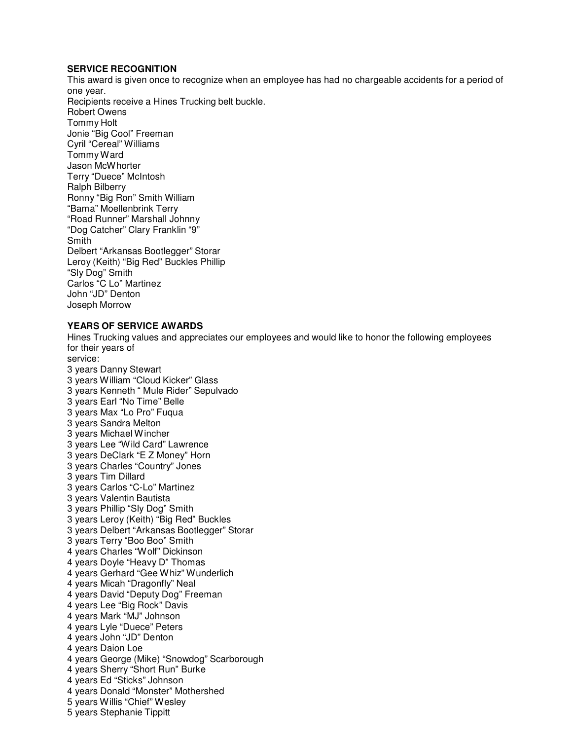**SERVICE RECOGNITION**

This award is given once to recognize when an employee has had no chargeable accidents for a period of one year.

Recipients receive a Hines Trucking belt buckle.

Robert Owens
Tommy Holt
Jonie “Big Cool” Freeman
Cyril “Cereal” Williams
Tommy Ward
Jason McWhorter
Terry “Duece” McIntosh
Ralph Bilberry
Ronny “Big Ron” Smith William
“Bama” Moellenbrink Terry
“Road Runner” Marshall Johnny
“Dog Catcher” Clary Franklin “9”
Smith
Delbert “Arkansas Bootlegger” Storar
Leroy (Keith) “Big Red” Buckles Phillip
“Sly Dog” Smith
Carlos “C Lo” Martinez
John “JD” Denton
Joseph Morrow

**YEARS OF SERVICE AWARDS**

Hines Trucking values and appreciates our employees and would like to honor the following employees for their years of
service:

3 years Danny Stewart
3 years William “Cloud Kicker” Glass
3 years Kenneth “ Mule Rider” Sepulvado
3 years Earl “No Time” Belle
3 years Max “Lo Pro” Fuqua
3 years Sandra Melton
3 years Michael Wincher
3 years Lee “Wild Card” Lawrence
3 years DeClark “E Z Money” Horn
3 years Charles “Country” Jones
3 years Tim Dillard
3 years Carlos “C-Lo” Martinez
3 years Valentin Bautista
3 years Phillip “Sly Dog” Smith
3 years Leroy (Keith) “Big Red” Buckles
3 years Delbert “Arkansas Bootlegger” Storar
3 years Terry “Boo Boo” Smith
4 years Charles “Wolf” Dickinson
4 years Doyle “Heavy D” Thomas
4 years Gerhard “Gee Whiz” Wunderlich
4 years Micah “Dragonfly” Neal
4 years David “Deputy Dog” Freeman
4 years Lee “Big Rock” Davis
4 years Mark “MJ” Johnson
4 years Lyle “Duece” Peters
4 years John “JD” Denton
4 years Daion Loe
4 years George (Mike) “Snowdog” Scarborough
4 years Sherry “Short Run” Burke
4 years Ed “Sticks” Johnson
4 years Donald “Monster” Mothershed
5 years Willis “Chief” Wesley
5 years Stephanie Tippitt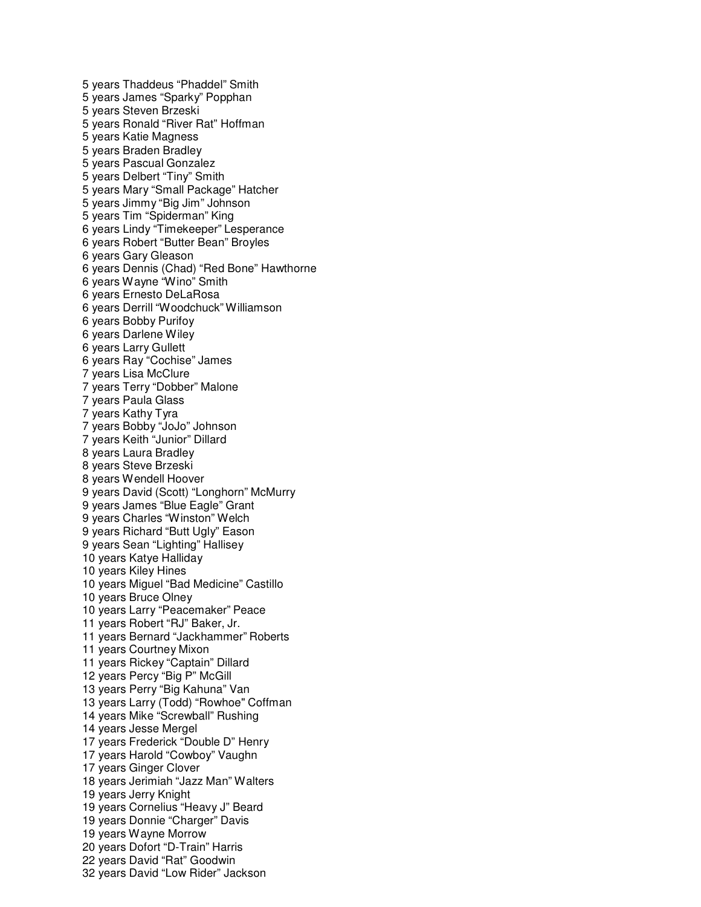5 years Thaddeus “Phaddel” Smith
5 years James “Sparky” Popphan
5 years Steven Brzeski
5 years Ronald “River Rat” Hoffman
5 years Katie Magness
5 years Braden Bradley
5 years Pascual Gonzalez
5 years Delbert “Tiny” Smith
5 years Mary “Small Package” Hatcher
5 years Jimmy “Big Jim” Johnson
5 years Tim “Spiderman” King
6 years Lindy “Timekeeper” Lesperance
6 years Robert “Butter Bean” Broyles
6 years Gary Gleason
6 years Dennis (Chad) “Red Bone” Hawthorne
6 years Wayne “Wino” Smith
6 years Ernesto DeLaRosa
6 years Derrill “Woodchuck” Williamson
6 years Bobby Purifoy
6 years Darlene Wiley
6 years Larry Gullett
6 years Ray “Cochise” James
7 years Lisa McClure
7 years Terry “Dobber” Malone
7 years Paula Glass
7 years Kathy Tyra
7 years Bobby “JoJo” Johnson
7 years Keith “Junior” Dillard
8 years Laura Bradley
8 years Steve Brzeski
8 years Wendell Hoover
9 years David (Scott) “Longhorn” McMurry
9 years James “Blue Eagle” Grant
9 years Charles “Winston” Welch
9 years Richard “Butt Ugly” Eason
9 years Sean “Lighting” Hallisey
10 years Katye Halliday
10 years Kiley Hines
10 years Miguel “Bad Medicine” Castillo
10 years Bruce Olney
10 years Larry “Peacemaker” Peace
11 years Robert “RJ” Baker, Jr.
11 years Bernard “Jackhammer” Roberts
11 years Courtney Mixon
11 years Rickey “Captain” Dillard
12 years Percy “Big P” McGill
13 years Perry “Big Kahuna” Van
13 years Larry (Todd) “Rowhoe" Coffman
14 years Mike “Screwball” Rushing
14 years Jesse Mergel
17 years Frederick “Double D” Henry
17 years Harold “Cowboy” Vaughn
17 years Ginger Clover
18 years Jerimiah “Jazz Man” Walters
19 years Jerry Knight
19 years Cornelius “Heavy J” Beard
19 years Donnie “Charger” Davis
19 years Wayne Morrow
20 years Dofort “D-Train” Harris
22 years David “Rat” Goodwin
32 years David “Low Rider” Jackson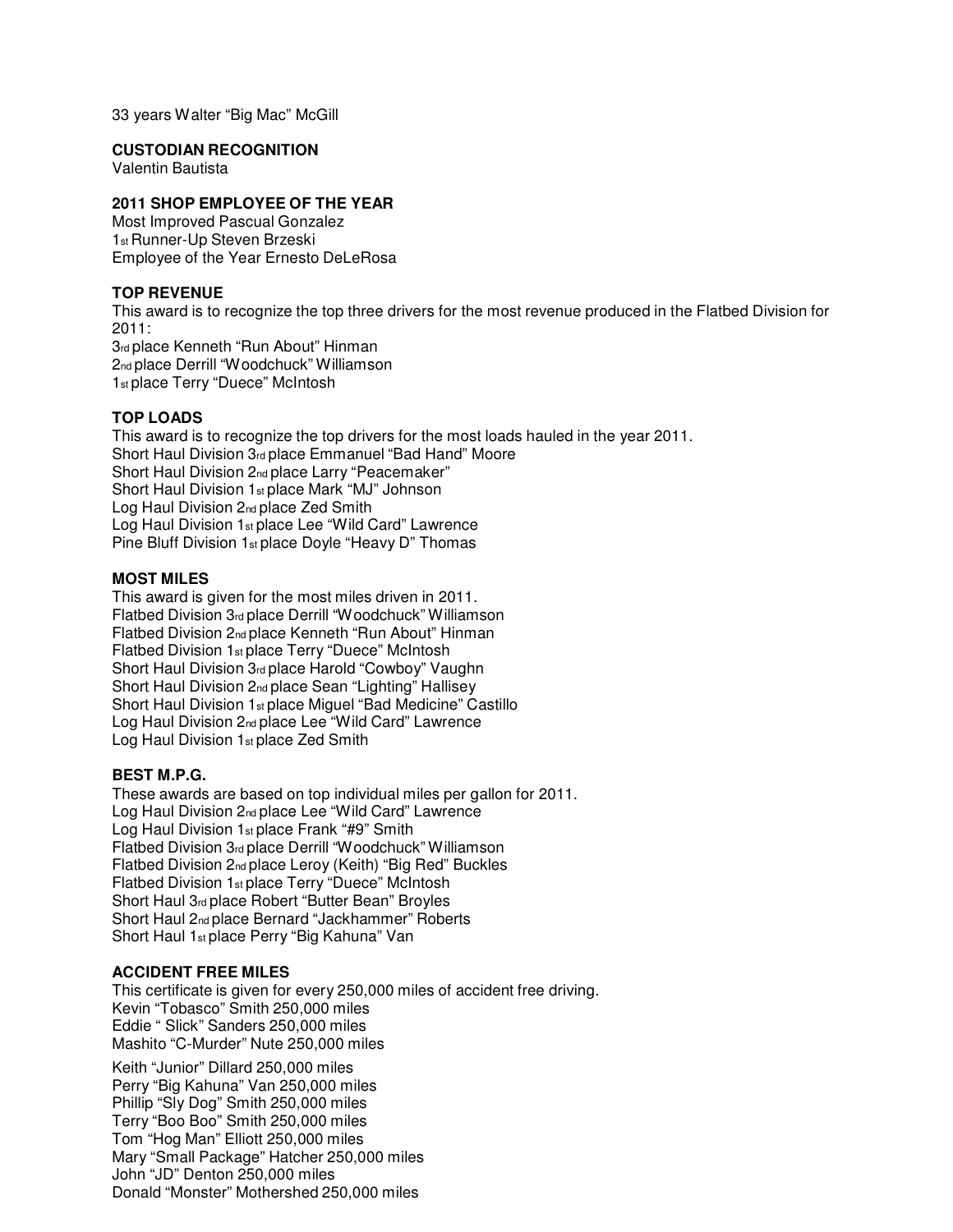33 years Walter “Big Mac” McGill

**CUSTODIAN RECOGNITION**
Valentin Bautista

**2011 SHOP EMPLOYEE OF THE YEAR**
Most Improved Pascual Gonzalez
1st Runner-Up Steven Brzeski
Employee of the Year Ernesto DeLeRosa

**TOP REVENUE**
This award is to recognize the top three drivers for the most revenue produced in the Flatbed Division for 2011:
3rd place Kenneth “Run About” Hinman
2nd place Derrill “Woodchuck” Williamson
1st place Terry “Duece” McIntosh

**TOP LOADS**
This award is to recognize the top drivers for the most loads hauled in the year 2011.
Short Haul Division 3rd place Emmanuel “Bad Hand” Moore
Short Haul Division 2nd place Larry “Peacemaker”
Short Haul Division 1st place Mark “MJ” Johnson
Log Haul Division 2nd place Zed Smith
Log Haul Division 1st place Lee “Wild Card” Lawrence
Pine Bluff Division 1st place Doyle “Heavy D” Thomas

**MOST MILES**
This award is given for the most miles driven in 2011.
Flatbed Division 3rd place Derrill “Woodchuck” Williamson
Flatbed Division 2nd place Kenneth “Run About” Hinman
Flatbed Division 1st place Terry “Duece” McIntosh
Short Haul Division 3rd place Harold “Cowboy” Vaughn
Short Haul Division 2nd place Sean “Lighting” Hallisey
Short Haul Division 1st place Miguel “Bad Medicine” Castillo
Log Haul Division 2nd place Lee “Wild Card” Lawrence
Log Haul Division 1st place Zed Smith

**BEST M.P.G.**
These awards are based on top individual miles per gallon for 2011.
Log Haul Division 2nd place Lee “Wild Card” Lawrence
Log Haul Division 1st place Frank “#9” Smith
Flatbed Division 3rd place Derrill “Woodchuck” Williamson
Flatbed Division 2nd place Leroy (Keith) “Big Red” Buckles
Flatbed Division 1st place Terry “Duece” McIntosh
Short Haul 3rd place Robert “Butter Bean” Broyles
Short Haul 2nd place Bernard “Jackhammer” Roberts
Short Haul 1st place Perry “Big Kahuna” Van

**ACCIDENT FREE MILES**
This certificate is given for every 250,000 miles of accident free driving.
Kevin “Tobasco” Smith 250,000 miles
Eddie “ Slick” Sanders 250,000 miles
Mashito “C-Murder” Nute 250,000 miles

Keith “Junior” Dillard 250,000 miles
Perry “Big Kahuna” Van 250,000 miles
Phillip “Sly Dog” Smith 250,000 miles
Terry “Boo Boo” Smith 250,000 miles
Tom “Hog Man” Elliott 250,000 miles
Mary “Small Package” Hatcher 250,000 miles
John “JD” Denton 250,000 miles
Donald “Monster” Mothershed 250,000 miles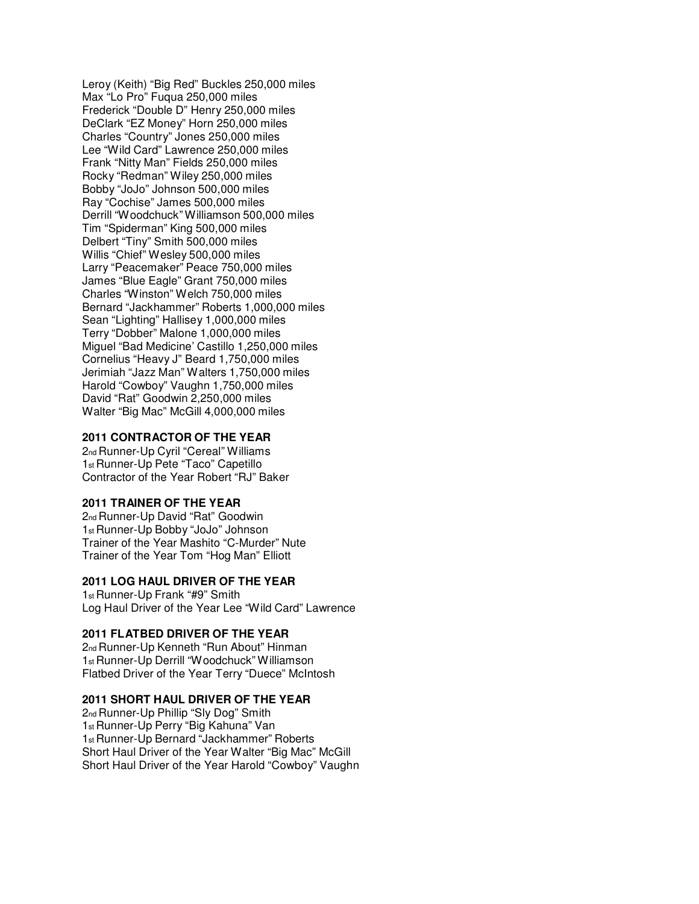Leroy (Keith) “Big Red” Buckles 250,000 miles
Max “Lo Pro” Fuqua 250,000 miles
Frederick “Double D” Henry 250,000 miles
DeClark “EZ Money” Horn 250,000 miles
Charles “Country” Jones 250,000 miles
Lee “Wild Card” Lawrence 250,000 miles
Frank “Nitty Man” Fields 250,000 miles
Rocky “Redman” Wiley 250,000 miles
Bobby “JoJo” Johnson 500,000 miles
Ray “Cochise” James 500,000 miles
Derrill “Woodchuck” Williamson 500,000 miles
Tim “Spiderman” King 500,000 miles
Delbert “Tiny” Smith 500,000 miles
Willis “Chief” Wesley 500,000 miles
Larry “Peacemaker” Peace 750,000 miles
James “Blue Eagle” Grant 750,000 miles
Charles “Winston” Welch 750,000 miles
Bernard “Jackhammer” Roberts 1,000,000 miles
Sean “Lighting” Hallisey 1,000,000 miles
Terry “Dobber” Malone 1,000,000 miles
Miguel “Bad Medicine’ Castillo 1,250,000 miles
Cornelius “Heavy J” Beard 1,750,000 miles
Jerimiah “Jazz Man” Walters 1,750,000 miles
Harold “Cowboy” Vaughn 1,750,000 miles
David “Rat” Goodwin 2,250,000 miles
Walter “Big Mac” McGill 4,000,000 miles

**2011 CONTRACTOR OF THE YEAR**

2nd Runner-Up Cyril “Cereal” Williams
1st Runner-Up Pete “Taco” Capetillo
Contractor of the Year Robert “RJ” Baker

**2011 TRAINER OF THE YEAR**

2nd Runner-Up David “Rat” Goodwin
1st Runner-Up Bobby “JoJo” Johnson
Trainer of the Year Mashito “C-Murder” Nute
Trainer of the Year Tom “Hog Man” Elliott

**2011 LOG HAUL DRIVER OF THE YEAR**

1st Runner-Up Frank “#9” Smith
Log Haul Driver of the Year Lee “Wild Card” Lawrence

**2011 FLATBED DRIVER OF THE YEAR**

2nd Runner-Up Kenneth “Run About” Hinman
1st Runner-Up Derrill “Woodchuck” Williamson
Flatbed Driver of the Year Terry “Duece” McIntosh

**2011 SHORT HAUL DRIVER OF THE YEAR**

2nd Runner-Up Phillip “Sly Dog” Smith
1st Runner-Up Perry “Big Kahuna” Van
1st Runner-Up Bernard “Jackhammer” Roberts
Short Haul Driver of the Year Walter “Big Mac” McGill
Short Haul Driver of the Year Harold “Cowboy” Vaughn